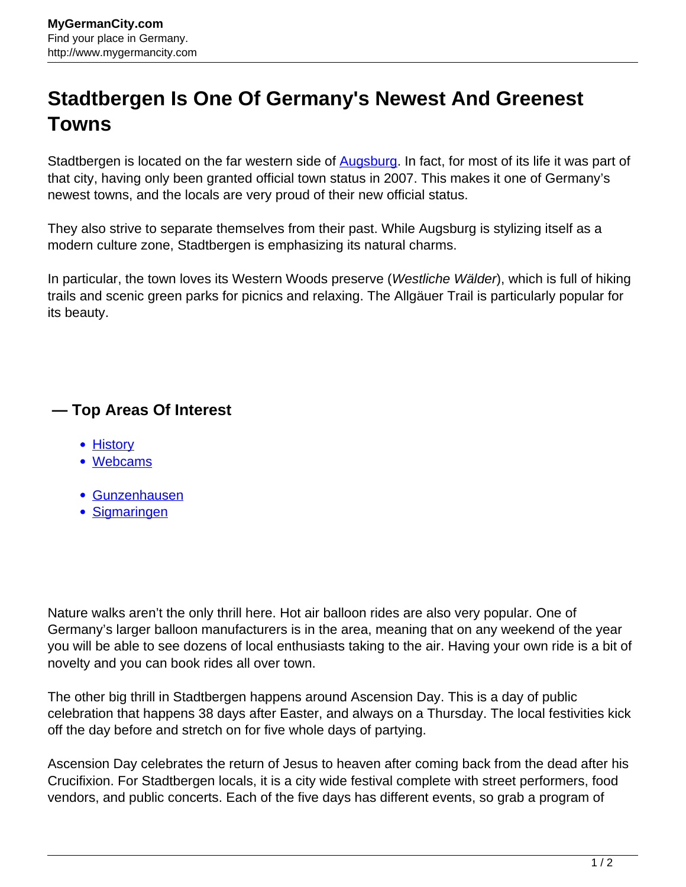# Stadtbergen Is One Of Germany's Newest And Greenest Towns

Stadtbergen is located on the far western side of Augsburg. In fact, for most of its life it was part of that city, having only been granted official town status in 2007. This makes it one of Germany's newest towns, and the locals are very proud of their new official status.

They also strive to separate themselves from their past. While Augsburg is stylizing itself as a modern culture zone, Stadtbergen is emphasizing its natural charms.

In particular, the town loves its Western Woods preserve (*Westliche Wälder*), which is full of hiking trails and scenic green parks for picnics and relaxing. The Allgäuer Trail is particularly popular for its beauty.

## — Top Areas Of Interest

- History
- Webcams

- Gunzenhausen
- Sigmaringen

Nature walks aren't the only thrill here. Hot air balloon rides are also very popular. One of Germany's larger balloon manufacturers is in the area, meaning that on any weekend of the year you will be able to see dozens of local enthusiasts taking to the air. Having your own ride is a bit of novelty and you can book rides all over town.

The other big thrill in Stadtbergen happens around Ascension Day. This is a day of public celebration that happens 38 days after Easter, and always on a Thursday. The local festivities kick off the day before and stretch on for five whole days of partying.

Ascension Day celebrates the return of Jesus to heaven after coming back from the dead after his Crucifixion. For Stadtbergen locals, it is a city wide festival complete with street performers, food vendors, and public concerts. Each of the five days has different events, so grab a program of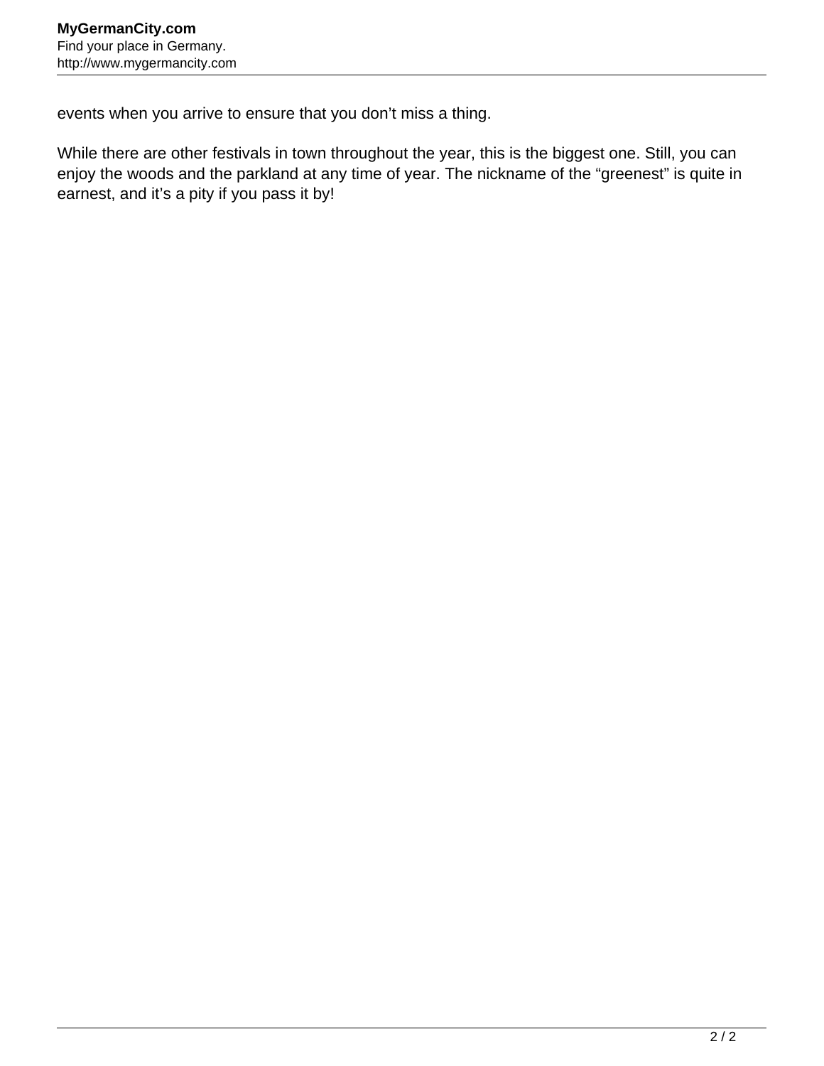events when you arrive to ensure that you don’t miss a thing.

While there are other festivals in town throughout the year, this is the biggest one. Still, you can enjoy the woods and the parkland at any time of year. The nickname of the “greenest” is quite in earnest, and it’s a pity if you pass it by!